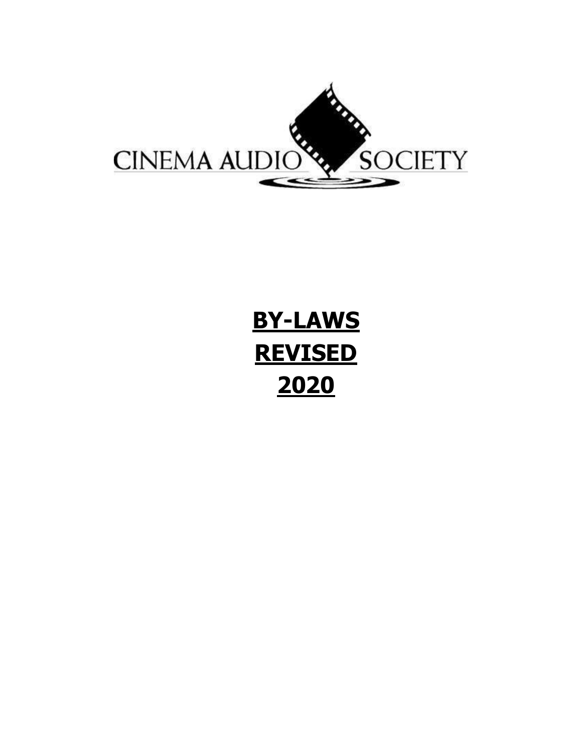CINEMA AUDIO SOCIETY

# BY-LAWS
# REVISED
# 2020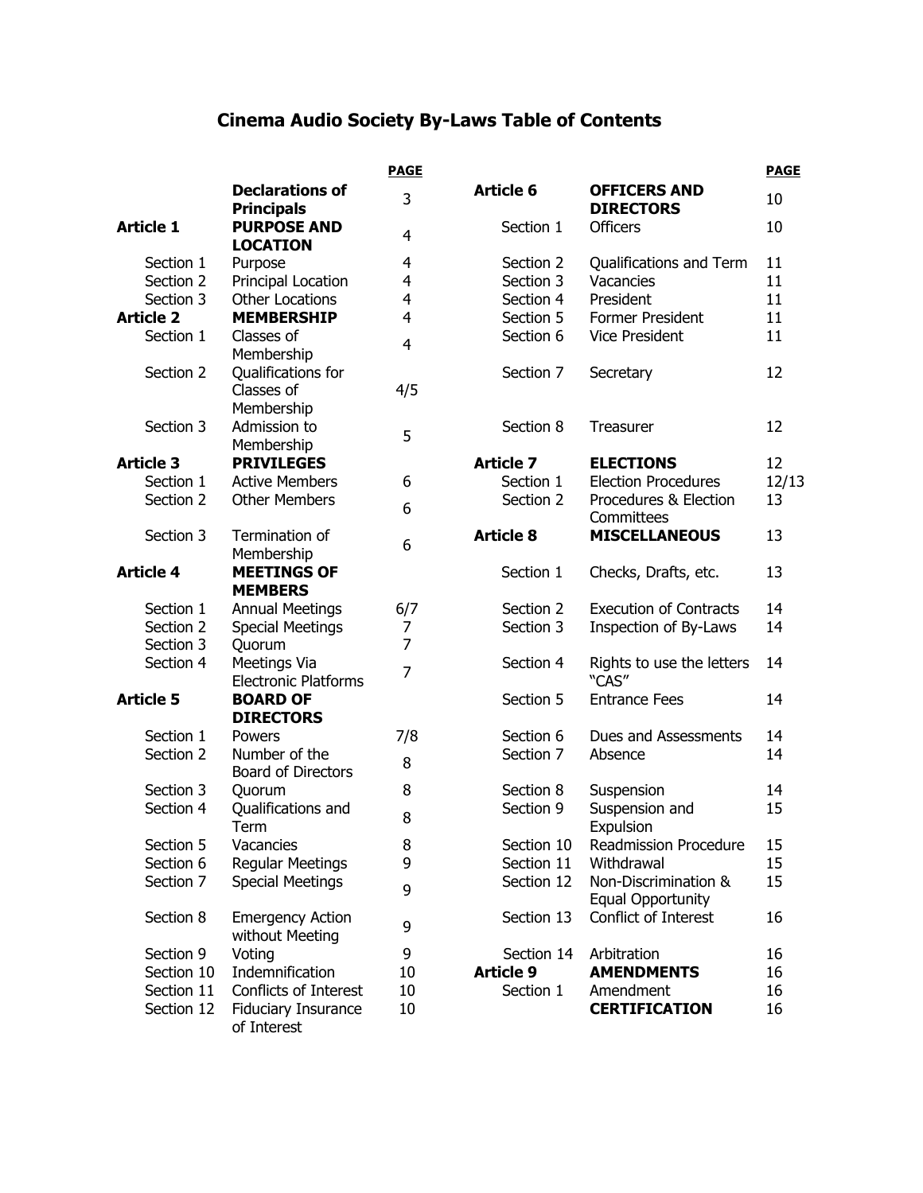# Cinema Audio Society By-Laws Table of Contents

| | | PAGE |
|---|---|---|
| | **Declarations of Principals** | 3 |
| **Article 1** | **PURPOSE AND LOCATION** | 4 |
| Section 1 | Purpose | 4 |
| Section 2 | Principal Location | 4 |
| Section 3 | Other Locations | 4 |
| **Article 2** | **MEMBERSHIP** | 4 |
| Section 1 | Classes of Membership | 4 |
| Section 2 | Qualifications for Classes of Membership | 4/5 |
| Section 3 | Admission to Membership | 5 |
| **Article 3** | **PRIVILEGES** | |
| Section 1 | Active Members | 6 |
| Section 2 | Other Members | 6 |
| Section 3 | Termination of Membership | 6 |
| **Article 4** | **MEETINGS OF MEMBERS** | |
| Section 1 | Annual Meetings | 6/7 |
| Section 2 | Special Meetings | 7 |
| Section 3 | Quorum | 7 |
| Section 4 | Meetings Via Electronic Platforms | 7 |
| **Article 5** | **BOARD OF DIRECTORS** | |
| Section 1 | Powers | 7/8 |
| Section 2 | Number of the Board of Directors | 8 |
| Section 3 | Quorum | 8 |
| Section 4 | Qualifications and Term | 8 |
| Section 5 | Vacancies | 8 |
| Section 6 | Regular Meetings | 9 |
| Section 7 | Special Meetings | 9 |
| Section 8 | Emergency Action without Meeting | 9 |
| Section 9 | Voting | 9 |
| Section 10 | Indemnification | 10 |
| Section 11 | Conflicts of Interest | 10 |
| Section 12 | Fiduciary Insurance of Interest | 10 |
| **Article 6** | **OFFICERS AND DIRECTORS** | 10 |
| Section 1 | Officers | 10 |
| Section 2 | Qualifications and Term | 11 |
| Section 3 | Vacancies | 11 |
| Section 4 | President | 11 |
| Section 5 | Former President | 11 |
| Section 6 | Vice President | 11 |
| Section 7 | Secretary | 12 |
| Section 8 | Treasurer | 12 |
| **Article 7** | **ELECTIONS** | 12 |
| Section 1 | Election Procedures | 12/13 |
| Section 2 | Procedures & Election Committees | 13 |
| **Article 8** | **MISCELLANEOUS** | 13 |
| Section 1 | Checks, Drafts, etc. | 13 |
| Section 2 | Execution of Contracts | 14 |
| Section 3 | Inspection of By-Laws | 14 |
| Section 4 | Rights to use the letters "CAS" | 14 |
| Section 5 | Entrance Fees | 14 |
| Section 6 | Dues and Assessments | 14 |
| Section 7 | Absence | 14 |
| Section 8 | Suspension | 14 |
| Section 9 | Suspension and Expulsion | 15 |
| Section 10 | Readmission Procedure | 15 |
| Section 11 | Withdrawal | 15 |
| Section 12 | Non-Discrimination & Equal Opportunity | 15 |
| Section 13 | Conflict of Interest | 16 |
| Section 14 | Arbitration | 16 |
| **Article 9** | **AMENDMENTS** | 16 |
| Section 1 | Amendment | 16 |
| | **CERTIFICATION** | 16 |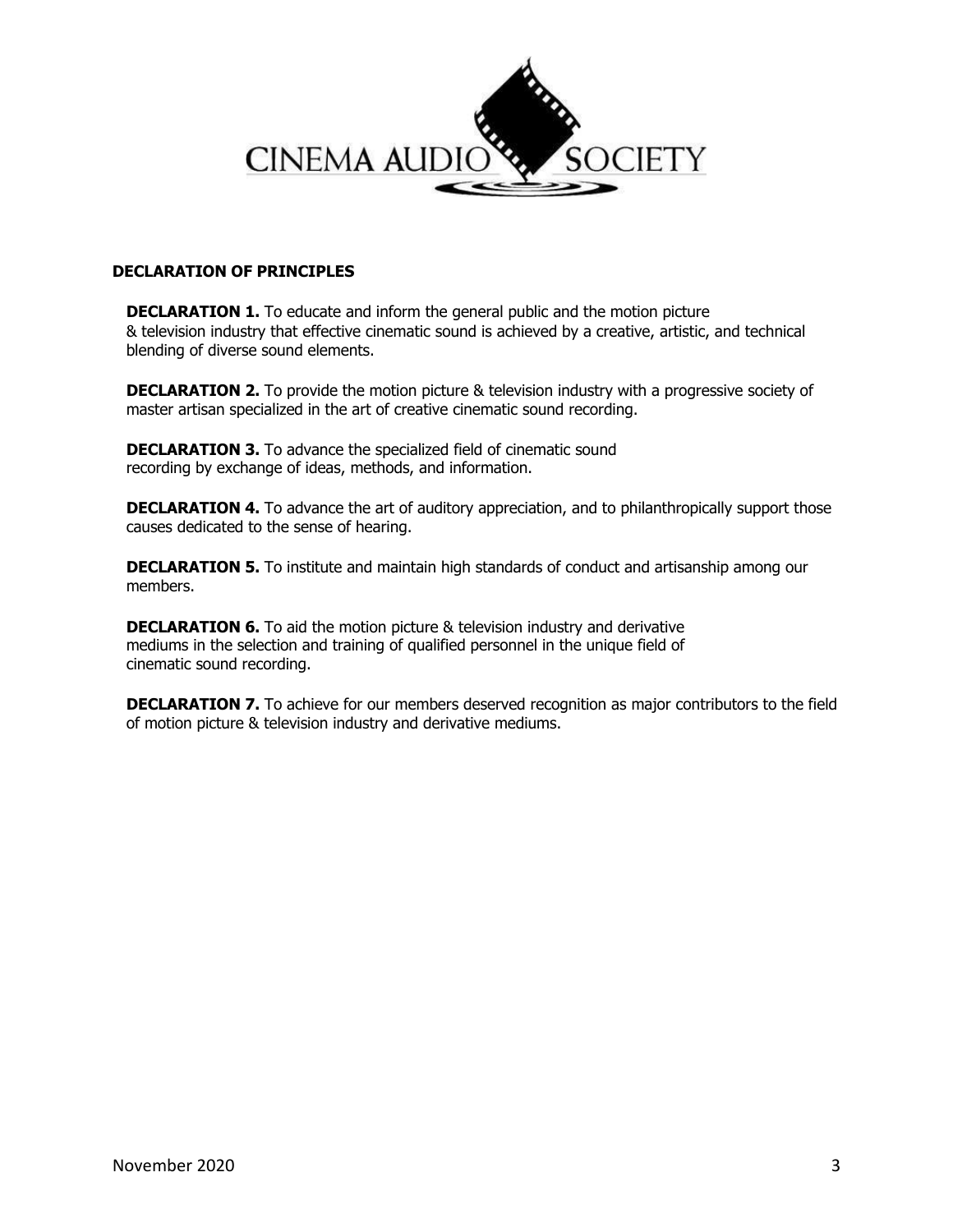CINEMA AUDIO SOCIETY

## DECLARATION OF PRINCIPLES

**DECLARATION 1.** To educate and inform the general public and the motion picture & television industry that effective cinematic sound is achieved by a creative, artistic, and technical blending of diverse sound elements.

**DECLARATION 2.** To provide the motion picture & television industry with a progressive society of master artisan specialized in the art of creative cinematic sound recording.

**DECLARATION 3.** To advance the specialized field of cinematic sound recording by exchange of ideas, methods, and information.

**DECLARATION 4.** To advance the art of auditory appreciation, and to philanthropically support those causes dedicated to the sense of hearing.

**DECLARATION 5.** To institute and maintain high standards of conduct and artisanship among our members.

**DECLARATION 6.** To aid the motion picture & television industry and derivative mediums in the selection and training of qualified personnel in the unique field of cinematic sound recording.

**DECLARATION 7.** To achieve for our members deserved recognition as major contributors to the field of motion picture & television industry and derivative mediums.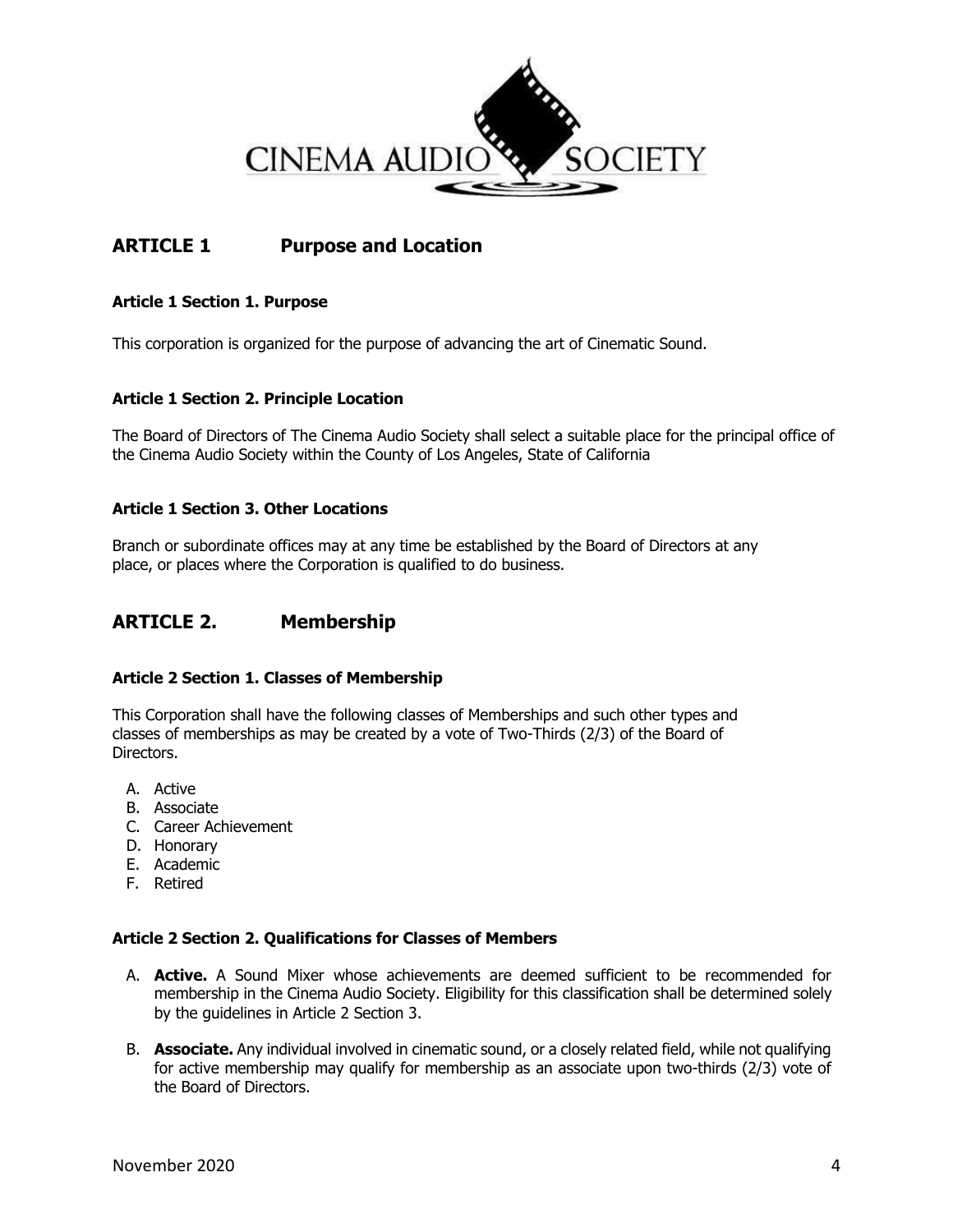## ARTICLE 1 Purpose and Location

### Article 1 Section 1. Purpose

This corporation is organized for the purpose of advancing the art of Cinematic Sound.

### Article 1 Section 2. Principle Location

The Board of Directors of The Cinema Audio Society shall select a suitable place for the principal office of the Cinema Audio Society within the County of Los Angeles, State of California

### Article 1 Section 3. Other Locations

Branch or subordinate offices may at any time be established by the Board of Directors at any place, or places where the Corporation is qualified to do business.

## ARTICLE 2. Membership

### Article 2 Section 1. Classes of Membership

This Corporation shall have the following classes of Memberships and such other types and classes of memberships as may be created by a vote of Two-Thirds (2/3) of the Board of Directors.

A. Active
B. Associate
C. Career Achievement
D. Honorary
E. Academic
F. Retired

### Article 2 Section 2. Qualifications for Classes of Members

A. **Active.** A Sound Mixer whose achievements are deemed sufficient to be recommended for membership in the Cinema Audio Society. Eligibility for this classification shall be determined solely by the guidelines in Article 2 Section 3.

B. **Associate.** Any individual involved in cinematic sound, or a closely related field, while not qualifying for active membership may qualify for membership as an associate upon two-thirds (2/3) vote of the Board of Directors.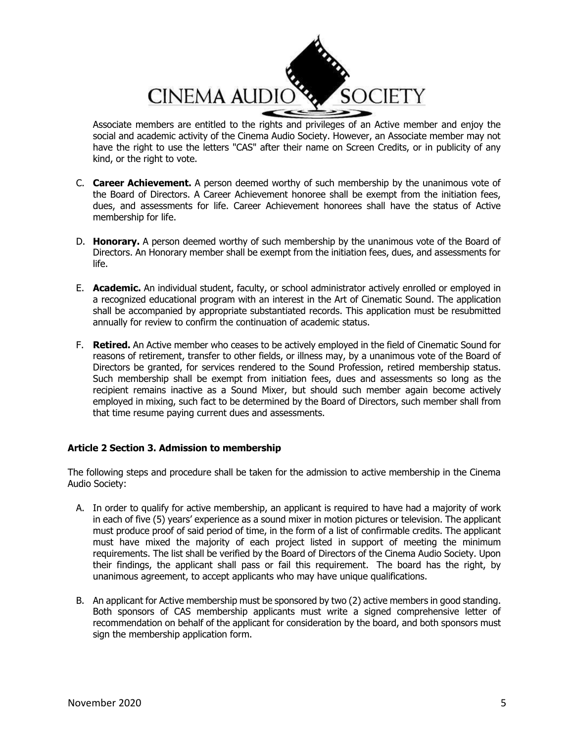Associate members are entitled to the rights and privileges of an Active member and enjoy the social and academic activity of the Cinema Audio Society. However, an Associate member may not have the right to use the letters "CAS" after their name on Screen Credits, or in publicity of any kind, or the right to vote.

C. **Career Achievement.** A person deemed worthy of such membership by the unanimous vote of the Board of Directors. A Career Achievement honoree shall be exempt from the initiation fees, dues, and assessments for life. Career Achievement honorees shall have the status of Active membership for life.

D. **Honorary.** A person deemed worthy of such membership by the unanimous vote of the Board of Directors. An Honorary member shall be exempt from the initiation fees, dues, and assessments for life.

E. **Academic.** An individual student, faculty, or school administrator actively enrolled or employed in a recognized educational program with an interest in the Art of Cinematic Sound. The application shall be accompanied by appropriate substantiated records. This application must be resubmitted annually for review to confirm the continuation of academic status.

F. **Retired.** An Active member who ceases to be actively employed in the field of Cinematic Sound for reasons of retirement, transfer to other fields, or illness may, by a unanimous vote of the Board of Directors be granted, for services rendered to the Sound Profession, retired membership status. Such membership shall be exempt from initiation fees, dues and assessments so long as the recipient remains inactive as a Sound Mixer, but should such member again become actively employed in mixing, such fact to be determined by the Board of Directors, such member shall from that time resume paying current dues and assessments.

### Article 2 Section 3. Admission to membership

The following steps and procedure shall be taken for the admission to active membership in the Cinema Audio Society:

A. In order to qualify for active membership, an applicant is required to have had a majority of work in each of five (5) years' experience as a sound mixer in motion pictures or television. The applicant must produce proof of said period of time, in the form of a list of confirmable credits. The applicant must have mixed the majority of each project listed in support of meeting the minimum requirements. The list shall be verified by the Board of Directors of the Cinema Audio Society. Upon their findings, the applicant shall pass or fail this requirement. The board has the right, by unanimous agreement, to accept applicants who may have unique qualifications.

B. An applicant for Active membership must be sponsored by two (2) active members in good standing. Both sponsors of CAS membership applicants must write a signed comprehensive letter of recommendation on behalf of the applicant for consideration by the board, and both sponsors must sign the membership application form.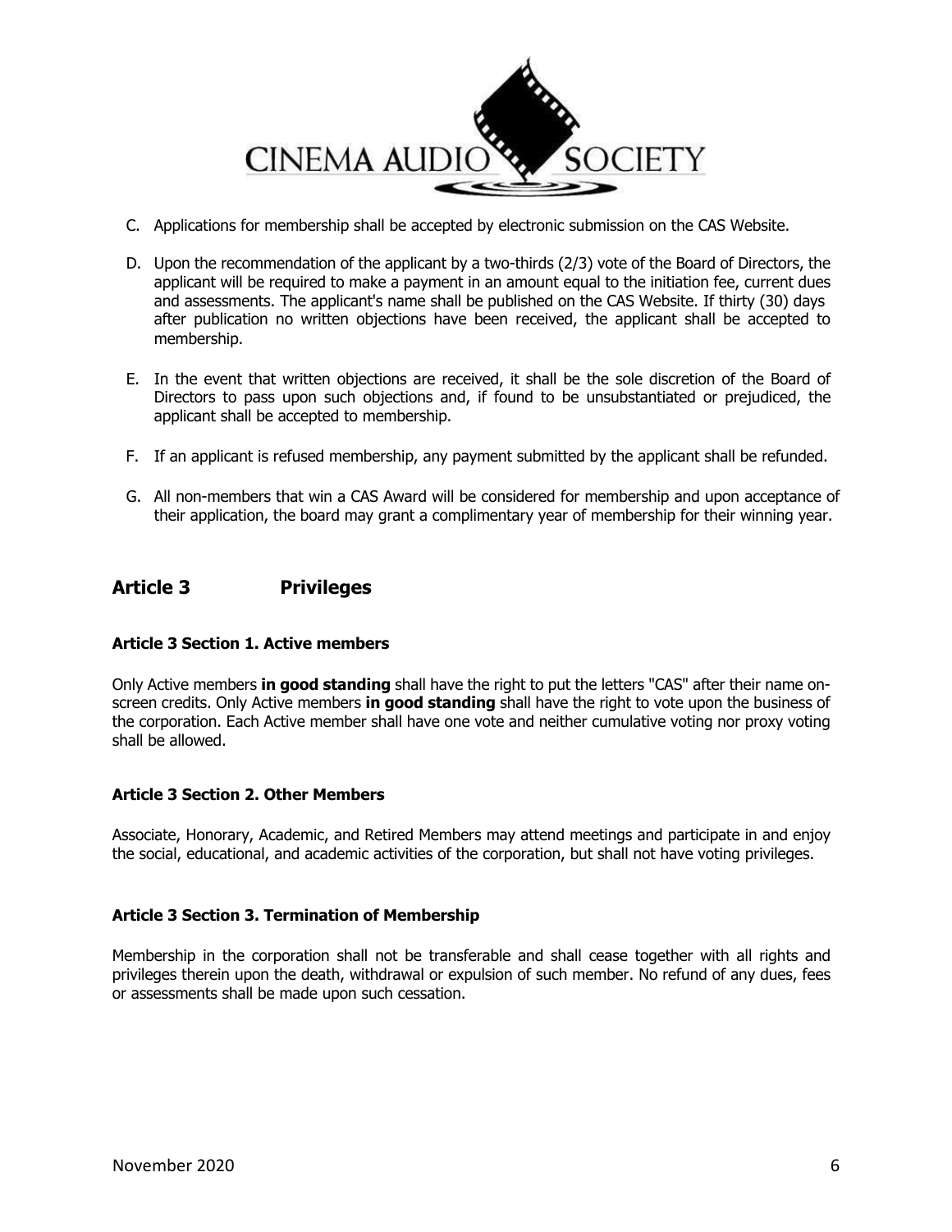C. Applications for membership shall be accepted by electronic submission on the CAS Website.

D. Upon the recommendation of the applicant by a two-thirds (2/3) vote of the Board of Directors, the applicant will be required to make a payment in an amount equal to the initiation fee, current dues and assessments. The applicant's name shall be published on the CAS Website. If thirty (30) days after publication no written objections have been received, the applicant shall be accepted to membership.

E. In the event that written objections are received, it shall be the sole discretion of the Board of Directors to pass upon such objections and, if found to be unsubstantiated or prejudiced, the applicant shall be accepted to membership.

F. If an applicant is refused membership, any payment submitted by the applicant shall be refunded.

G. All non-members that win a CAS Award will be considered for membership and upon acceptance of their application, the board may grant a complimentary year of membership for their winning year.

## Article 3 Privileges

### Article 3 Section 1. Active members

Only Active members **in good standing** shall have the right to put the letters "CAS" after their name on-screen credits. Only Active members **in good standing** shall have the right to vote upon the business of the corporation. Each Active member shall have one vote and neither cumulative voting nor proxy voting shall be allowed.

### Article 3 Section 2. Other Members

Associate, Honorary, Academic, and Retired Members may attend meetings and participate in and enjoy the social, educational, and academic activities of the corporation, but shall not have voting privileges.

### Article 3 Section 3. Termination of Membership

Membership in the corporation shall not be transferable and shall cease together with all rights and privileges therein upon the death, withdrawal or expulsion of such member. No refund of any dues, fees or assessments shall be made upon such cessation.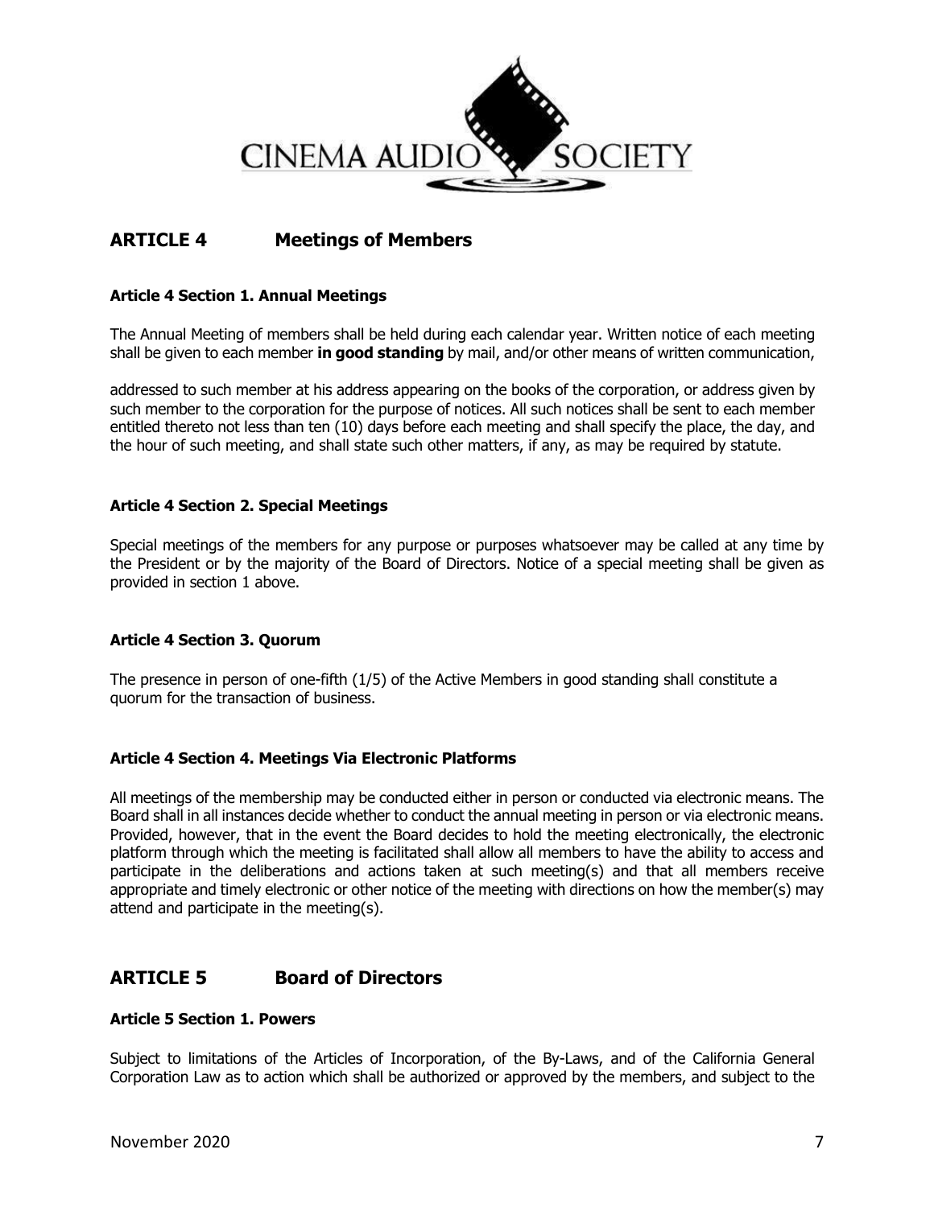## ARTICLE 4 Meetings of Members

### Article 4 Section 1. Annual Meetings

The Annual Meeting of members shall be held during each calendar year. Written notice of each meeting shall be given to each member **in good standing** by mail, and/or other means of written communication,

addressed to such member at his address appearing on the books of the corporation, or address given by such member to the corporation for the purpose of notices. All such notices shall be sent to each member entitled thereto not less than ten (10) days before each meeting and shall specify the place, the day, and the hour of such meeting, and shall state such other matters, if any, as may be required by statute.

### Article 4 Section 2. Special Meetings

Special meetings of the members for any purpose or purposes whatsoever may be called at any time by the President or by the majority of the Board of Directors. Notice of a special meeting shall be given as provided in section 1 above.

### Article 4 Section 3. Quorum

The presence in person of one-fifth (1/5) of the Active Members in good standing shall constitute a quorum for the transaction of business.

### Article 4 Section 4. Meetings Via Electronic Platforms

All meetings of the membership may be conducted either in person or conducted via electronic means. The Board shall in all instances decide whether to conduct the annual meeting in person or via electronic means. Provided, however, that in the event the Board decides to hold the meeting electronically, the electronic platform through which the meeting is facilitated shall allow all members to have the ability to access and participate in the deliberations and actions taken at such meeting(s) and that all members receive appropriate and timely electronic or other notice of the meeting with directions on how the member(s) may attend and participate in the meeting(s).

## ARTICLE 5 Board of Directors

### Article 5 Section 1. Powers

Subject to limitations of the Articles of Incorporation, of the By-Laws, and of the California General Corporation Law as to action which shall be authorized or approved by the members, and subject to the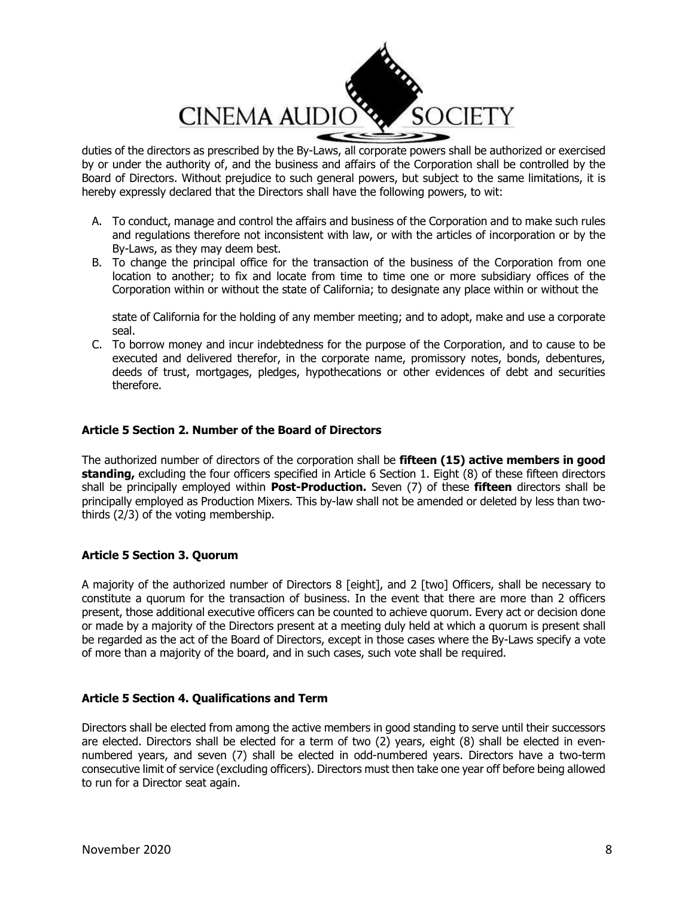duties of the directors as prescribed by the By-Laws, all corporate powers shall be authorized or exercised by or under the authority of, and the business and affairs of the Corporation shall be controlled by the Board of Directors. Without prejudice to such general powers, but subject to the same limitations, it is hereby expressly declared that the Directors shall have the following powers, to wit:

A. To conduct, manage and control the affairs and business of the Corporation and to make such rules and regulations therefore not inconsistent with law, or with the articles of incorporation or by the By-Laws, as they may deem best.
B. To change the principal office for the transaction of the business of the Corporation from one location to another; to fix and locate from time to time one or more subsidiary offices of the Corporation within or without the state of California; to designate any place within or without the state of California for the holding of any member meeting; and to adopt, make and use a corporate seal.
C. To borrow money and incur indebtedness for the purpose of the Corporation, and to cause to be executed and delivered therefor, in the corporate name, promissory notes, bonds, debentures, deeds of trust, mortgages, pledges, hypothecations or other evidences of debt and securities therefore.

### Article 5 Section 2. Number of the Board of Directors

The authorized number of directors of the corporation shall be **fifteen (15) active members in good standing,** excluding the four officers specified in Article 6 Section 1. Eight (8) of these fifteen directors shall be principally employed within **Post-Production.** Seven (7) of these **fifteen** directors shall be principally employed as Production Mixers. This by-law shall not be amended or deleted by less than two-thirds (2/3) of the voting membership.

### Article 5 Section 3. Quorum

A majority of the authorized number of Directors 8 [eight], and 2 [two] Officers, shall be necessary to constitute a quorum for the transaction of business. In the event that there are more than 2 officers present, those additional executive officers can be counted to achieve quorum. Every act or decision done or made by a majority of the Directors present at a meeting duly held at which a quorum is present shall be regarded as the act of the Board of Directors, except in those cases where the By-Laws specify a vote of more than a majority of the board, and in such cases, such vote shall be required.

### Article 5 Section 4. Qualifications and Term

Directors shall be elected from among the active members in good standing to serve until their successors are elected. Directors shall be elected for a term of two (2) years, eight (8) shall be elected in even-numbered years, and seven (7) shall be elected in odd-numbered years. Directors have a two-term consecutive limit of service (excluding officers). Directors must then take one year off before being allowed to run for a Director seat again.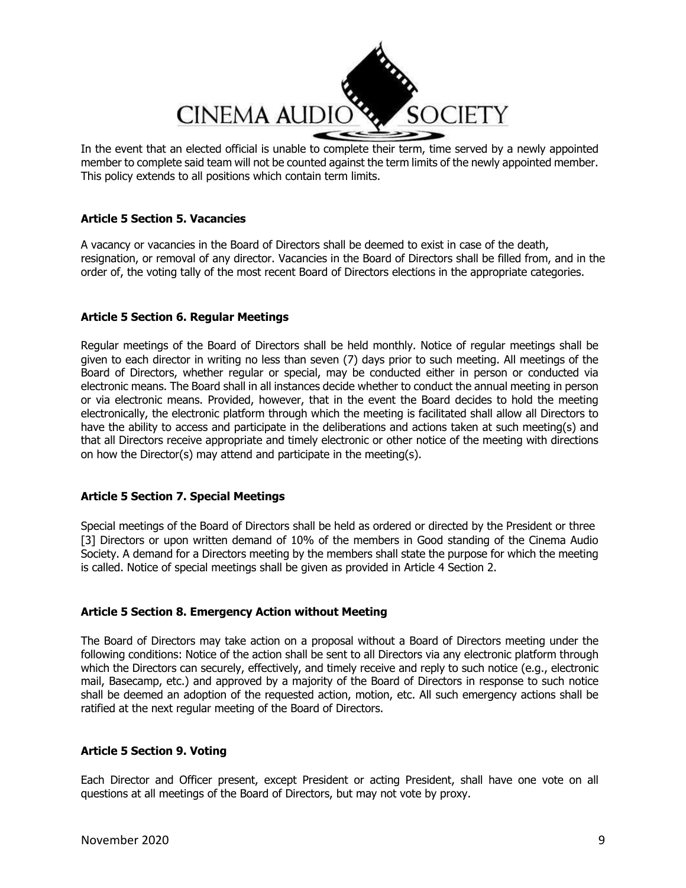In the event that an elected official is unable to complete their term, time served by a newly appointed member to complete said team will not be counted against the term limits of the newly appointed member. This policy extends to all positions which contain term limits.

**Article 5 Section 5. Vacancies**

A vacancy or vacancies in the Board of Directors shall be deemed to exist in case of the death, resignation, or removal of any director. Vacancies in the Board of Directors shall be filled from, and in the order of, the voting tally of the most recent Board of Directors elections in the appropriate categories.

**Article 5 Section 6. Regular Meetings**

Regular meetings of the Board of Directors shall be held monthly. Notice of regular meetings shall be given to each director in writing no less than seven (7) days prior to such meeting. All meetings of the Board of Directors, whether regular or special, may be conducted either in person or conducted via electronic means. The Board shall in all instances decide whether to conduct the annual meeting in person or via electronic means. Provided, however, that in the event the Board decides to hold the meeting electronically, the electronic platform through which the meeting is facilitated shall allow all Directors to have the ability to access and participate in the deliberations and actions taken at such meeting(s) and that all Directors receive appropriate and timely electronic or other notice of the meeting with directions on how the Director(s) may attend and participate in the meeting(s).

**Article 5 Section 7. Special Meetings**

Special meetings of the Board of Directors shall be held as ordered or directed by the President or three [3] Directors or upon written demand of 10% of the members in Good standing of the Cinema Audio Society. A demand for a Directors meeting by the members shall state the purpose for which the meeting is called. Notice of special meetings shall be given as provided in Article 4 Section 2.

**Article 5 Section 8. Emergency Action without Meeting**

The Board of Directors may take action on a proposal without a Board of Directors meeting under the following conditions: Notice of the action shall be sent to all Directors via any electronic platform through which the Directors can securely, effectively, and timely receive and reply to such notice (e.g., electronic mail, Basecamp, etc.) and approved by a majority of the Board of Directors in response to such notice shall be deemed an adoption of the requested action, motion, etc. All such emergency actions shall be ratified at the next regular meeting of the Board of Directors.

**Article 5 Section 9. Voting**

Each Director and Officer present, except President or acting President, shall have one vote on all questions at all meetings of the Board of Directors, but may not vote by proxy.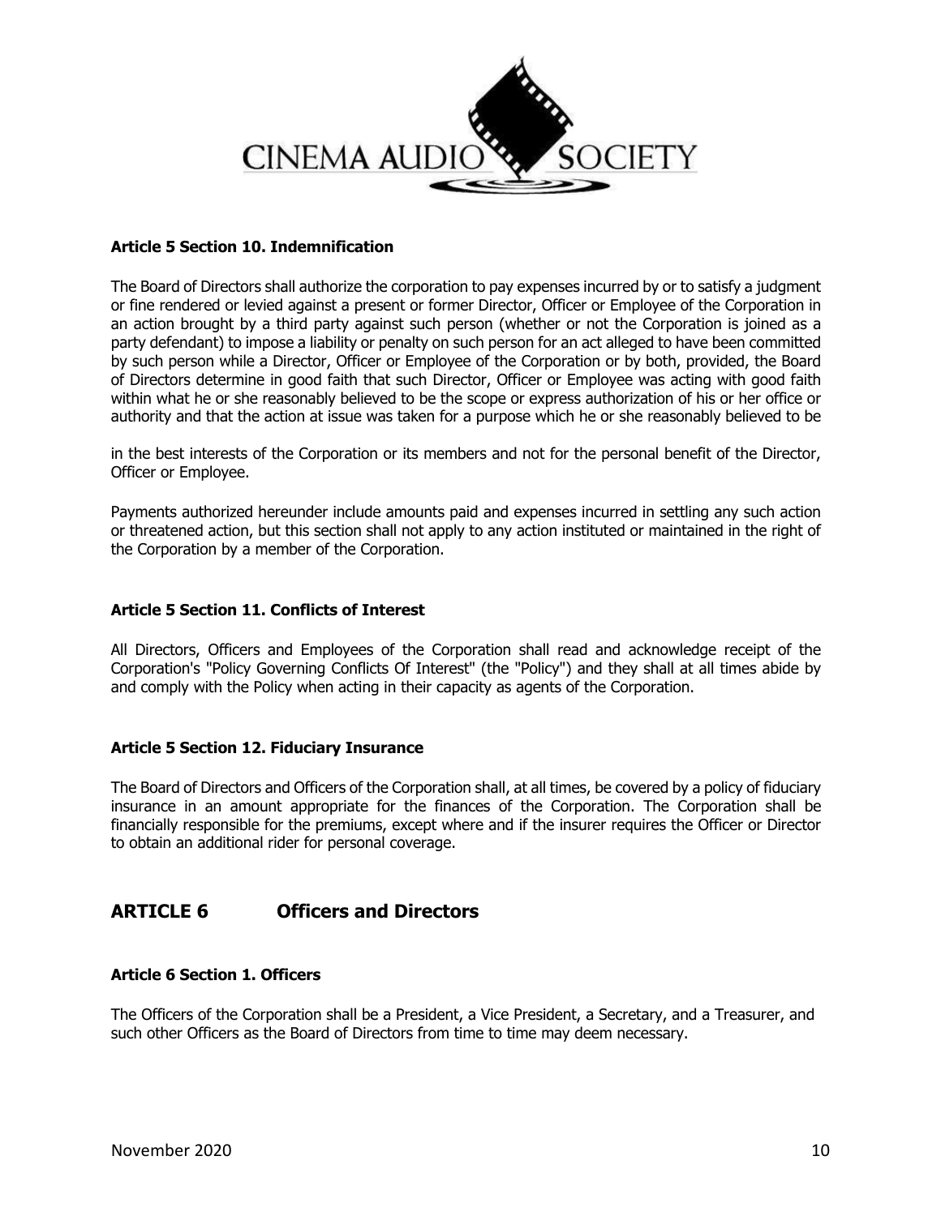### Article 5 Section 10. Indemnification

The Board of Directors shall authorize the corporation to pay expenses incurred by or to satisfy a judgment or fine rendered or levied against a present or former Director, Officer or Employee of the Corporation in an action brought by a third party against such person (whether or not the Corporation is joined as a party defendant) to impose a liability or penalty on such person for an act alleged to have been committed by such person while a Director, Officer or Employee of the Corporation or by both, provided, the Board of Directors determine in good faith that such Director, Officer or Employee was acting with good faith within what he or she reasonably believed to be the scope or express authorization of his or her office or authority and that the action at issue was taken for a purpose which he or she reasonably believed to be in the best interests of the Corporation or its members and not for the personal benefit of the Director, Officer or Employee.

Payments authorized hereunder include amounts paid and expenses incurred in settling any such action or threatened action, but this section shall not apply to any action instituted or maintained in the right of the Corporation by a member of the Corporation.

### Article 5 Section 11. Conflicts of Interest

All Directors, Officers and Employees of the Corporation shall read and acknowledge receipt of the Corporation's "Policy Governing Conflicts Of Interest" (the "Policy") and they shall at all times abide by and comply with the Policy when acting in their capacity as agents of the Corporation.

### Article 5 Section 12. Fiduciary Insurance

The Board of Directors and Officers of the Corporation shall, at all times, be covered by a policy of fiduciary insurance in an amount appropriate for the finances of the Corporation. The Corporation shall be financially responsible for the premiums, except where and if the insurer requires the Officer or Director to obtain an additional rider for personal coverage.

## ARTICLE 6 Officers and Directors

### Article 6 Section 1. Officers

The Officers of the Corporation shall be a President, a Vice President, a Secretary, and a Treasurer, and such other Officers as the Board of Directors from time to time may deem necessary.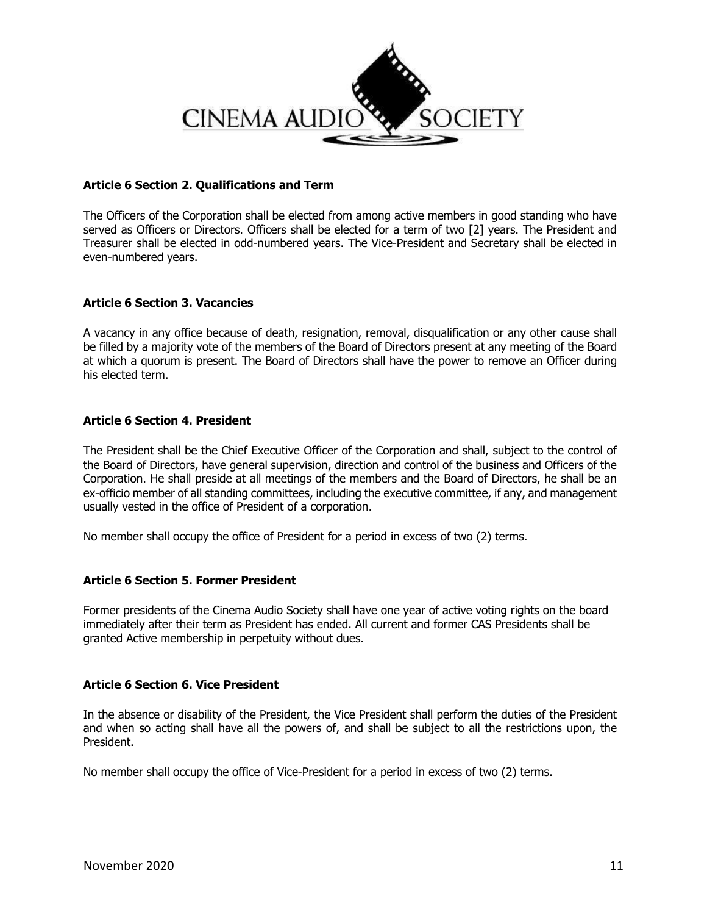**Article 6 Section 2. Qualifications and Term**

The Officers of the Corporation shall be elected from among active members in good standing who have served as Officers or Directors. Officers shall be elected for a term of two [2] years. The President and Treasurer shall be elected in odd-numbered years. The Vice-President and Secretary shall be elected in even-numbered years.

**Article 6 Section 3. Vacancies**

A vacancy in any office because of death, resignation, removal, disqualification or any other cause shall be filled by a majority vote of the members of the Board of Directors present at any meeting of the Board at which a quorum is present. The Board of Directors shall have the power to remove an Officer during his elected term.

**Article 6 Section 4. President**

The President shall be the Chief Executive Officer of the Corporation and shall, subject to the control of the Board of Directors, have general supervision, direction and control of the business and Officers of the Corporation. He shall preside at all meetings of the members and the Board of Directors, he shall be an ex-officio member of all standing committees, including the executive committee, if any, and management usually vested in the office of President of a corporation.

No member shall occupy the office of President for a period in excess of two (2) terms.

**Article 6 Section 5. Former President**

Former presidents of the Cinema Audio Society shall have one year of active voting rights on the board immediately after their term as President has ended. All current and former CAS Presidents shall be granted Active membership in perpetuity without dues.

**Article 6 Section 6. Vice President**

In the absence or disability of the President, the Vice President shall perform the duties of the President and when so acting shall have all the powers of, and shall be subject to all the restrictions upon, the President.

No member shall occupy the office of Vice-President for a period in excess of two (2) terms.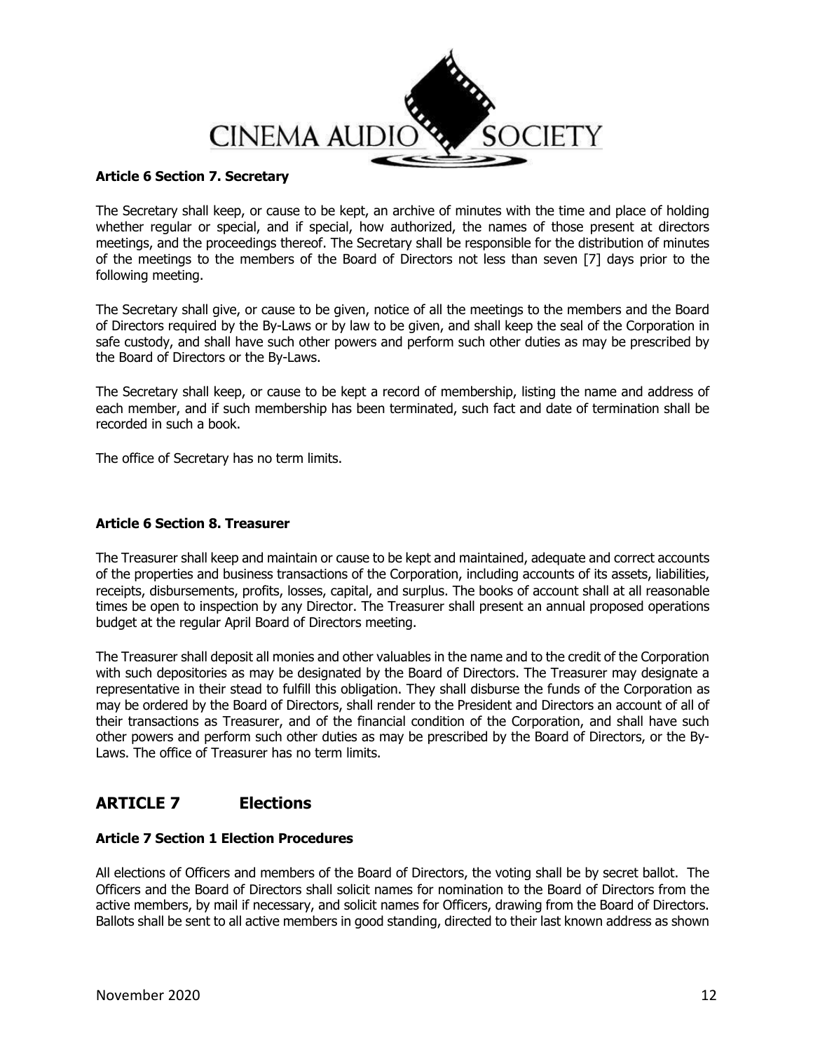**Article 6 Section 7. Secretary**

The Secretary shall keep, or cause to be kept, an archive of minutes with the time and place of holding whether regular or special, and if special, how authorized, the names of those present at directors meetings, and the proceedings thereof. The Secretary shall be responsible for the distribution of minutes of the meetings to the members of the Board of Directors not less than seven [7] days prior to the following meeting.

The Secretary shall give, or cause to be given, notice of all the meetings to the members and the Board of Directors required by the By-Laws or by law to be given, and shall keep the seal of the Corporation in safe custody, and shall have such other powers and perform such other duties as may be prescribed by the Board of Directors or the By-Laws.

The Secretary shall keep, or cause to be kept a record of membership, listing the name and address of each member, and if such membership has been terminated, such fact and date of termination shall be recorded in such a book.

The office of Secretary has no term limits.

**Article 6 Section 8. Treasurer**

The Treasurer shall keep and maintain or cause to be kept and maintained, adequate and correct accounts of the properties and business transactions of the Corporation, including accounts of its assets, liabilities, receipts, disbursements, profits, losses, capital, and surplus. The books of account shall at all reasonable times be open to inspection by any Director. The Treasurer shall present an annual proposed operations budget at the regular April Board of Directors meeting.

The Treasurer shall deposit all monies and other valuables in the name and to the credit of the Corporation with such depositories as may be designated by the Board of Directors. The Treasurer may designate a representative in their stead to fulfill this obligation. They shall disburse the funds of the Corporation as may be ordered by the Board of Directors, shall render to the President and Directors an account of all of their transactions as Treasurer, and of the financial condition of the Corporation, and shall have such other powers and perform such other duties as may be prescribed by the Board of Directors, or the By-Laws. The office of Treasurer has no term limits.

## ARTICLE 7 Elections

**Article 7 Section 1 Election Procedures**

All elections of Officers and members of the Board of Directors, the voting shall be by secret ballot. The Officers and the Board of Directors shall solicit names for nomination to the Board of Directors from the active members, by mail if necessary, and solicit names for Officers, drawing from the Board of Directors. Ballots shall be sent to all active members in good standing, directed to their last known address as shown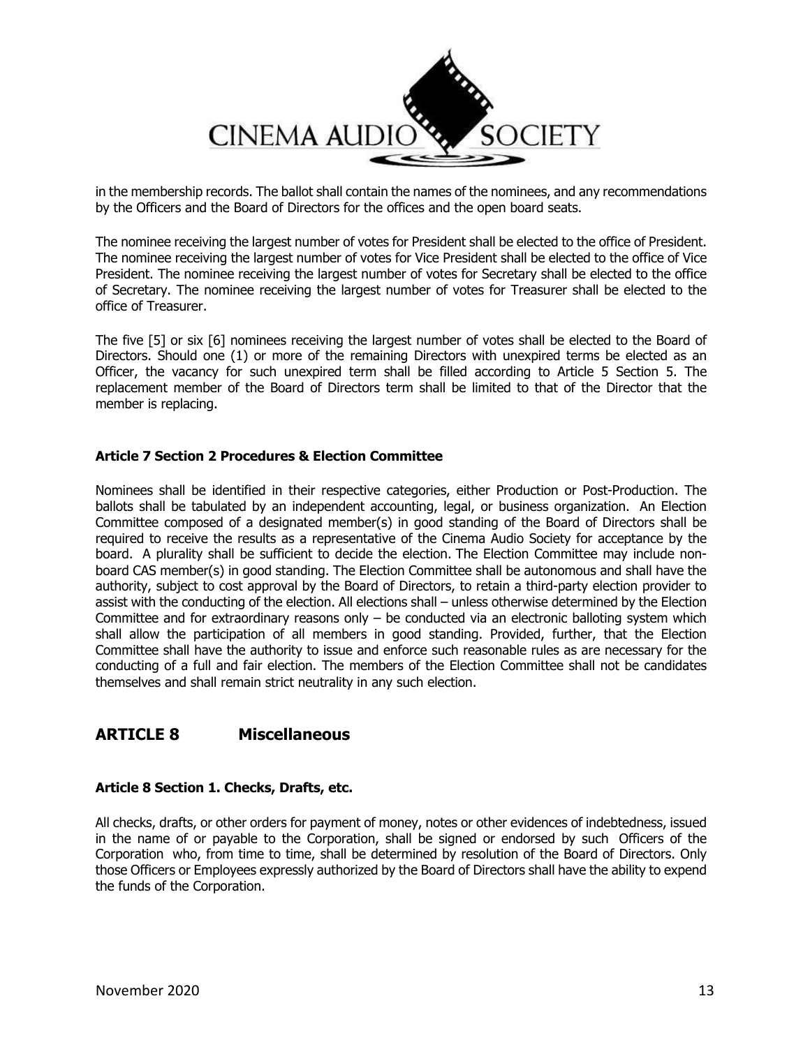in the membership records. The ballot shall contain the names of the nominees, and any recommendations by the Officers and the Board of Directors for the offices and the open board seats.

The nominee receiving the largest number of votes for President shall be elected to the office of President. The nominee receiving the largest number of votes for Vice President shall be elected to the office of Vice President. The nominee receiving the largest number of votes for Secretary shall be elected to the office of Secretary. The nominee receiving the largest number of votes for Treasurer shall be elected to the office of Treasurer.

The five [5] or six [6] nominees receiving the largest number of votes shall be elected to the Board of Directors. Should one (1) or more of the remaining Directors with unexpired terms be elected as an Officer, the vacancy for such unexpired term shall be filled according to Article 5 Section 5. The replacement member of the Board of Directors term shall be limited to that of the Director that the member is replacing.

### Article 7 Section 2 Procedures & Election Committee

Nominees shall be identified in their respective categories, either Production or Post-Production. The ballots shall be tabulated by an independent accounting, legal, or business organization. An Election Committee composed of a designated member(s) in good standing of the Board of Directors shall be required to receive the results as a representative of the Cinema Audio Society for acceptance by the board. A plurality shall be sufficient to decide the election. The Election Committee may include non-board CAS member(s) in good standing. The Election Committee shall be autonomous and shall have the authority, subject to cost approval by the Board of Directors, to retain a third-party election provider to assist with the conducting of the election. All elections shall – unless otherwise determined by the Election Committee and for extraordinary reasons only – be conducted via an electronic balloting system which shall allow the participation of all members in good standing. Provided, further, that the Election Committee shall have the authority to issue and enforce such reasonable rules as are necessary for the conducting of a full and fair election. The members of the Election Committee shall not be candidates themselves and shall remain strict neutrality in any such election.

## ARTICLE 8 Miscellaneous

### Article 8 Section 1. Checks, Drafts, etc.

All checks, drafts, or other orders for payment of money, notes or other evidences of indebtedness, issued in the name of or payable to the Corporation, shall be signed or endorsed by such Officers of the Corporation who, from time to time, shall be determined by resolution of the Board of Directors. Only those Officers or Employees expressly authorized by the Board of Directors shall have the ability to expend the funds of the Corporation.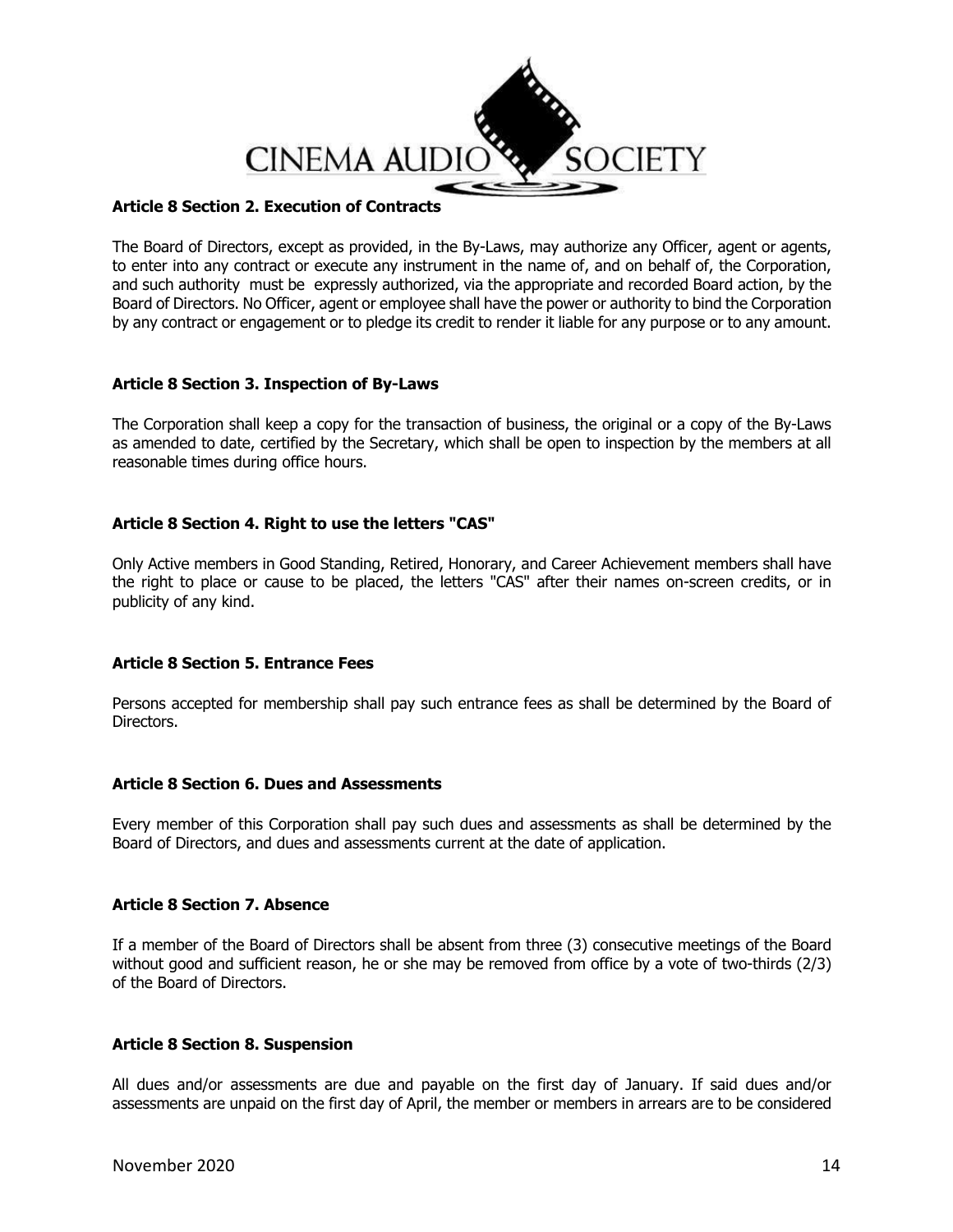**Article 8 Section 2. Execution of Contracts**

The Board of Directors, except as provided, in the By-Laws, may authorize any Officer, agent or agents, to enter into any contract or execute any instrument in the name of, and on behalf of, the Corporation, and such authority must be expressly authorized, via the appropriate and recorded Board action, by the Board of Directors. No Officer, agent or employee shall have the power or authority to bind the Corporation by any contract or engagement or to pledge its credit to render it liable for any purpose or to any amount.

**Article 8 Section 3. Inspection of By-Laws**

The Corporation shall keep a copy for the transaction of business, the original or a copy of the By-Laws as amended to date, certified by the Secretary, which shall be open to inspection by the members at all reasonable times during office hours.

**Article 8 Section 4. Right to use the letters "CAS"**

Only Active members in Good Standing, Retired, Honorary, and Career Achievement members shall have the right to place or cause to be placed, the letters "CAS" after their names on-screen credits, or in publicity of any kind.

**Article 8 Section 5. Entrance Fees**

Persons accepted for membership shall pay such entrance fees as shall be determined by the Board of Directors.

**Article 8 Section 6. Dues and Assessments**

Every member of this Corporation shall pay such dues and assessments as shall be determined by the Board of Directors, and dues and assessments current at the date of application.

**Article 8 Section 7. Absence**

If a member of the Board of Directors shall be absent from three (3) consecutive meetings of the Board without good and sufficient reason, he or she may be removed from office by a vote of two-thirds (2/3) of the Board of Directors.

**Article 8 Section 8. Suspension**

All dues and/or assessments are due and payable on the first day of January. If said dues and/or assessments are unpaid on the first day of April, the member or members in arrears are to be considered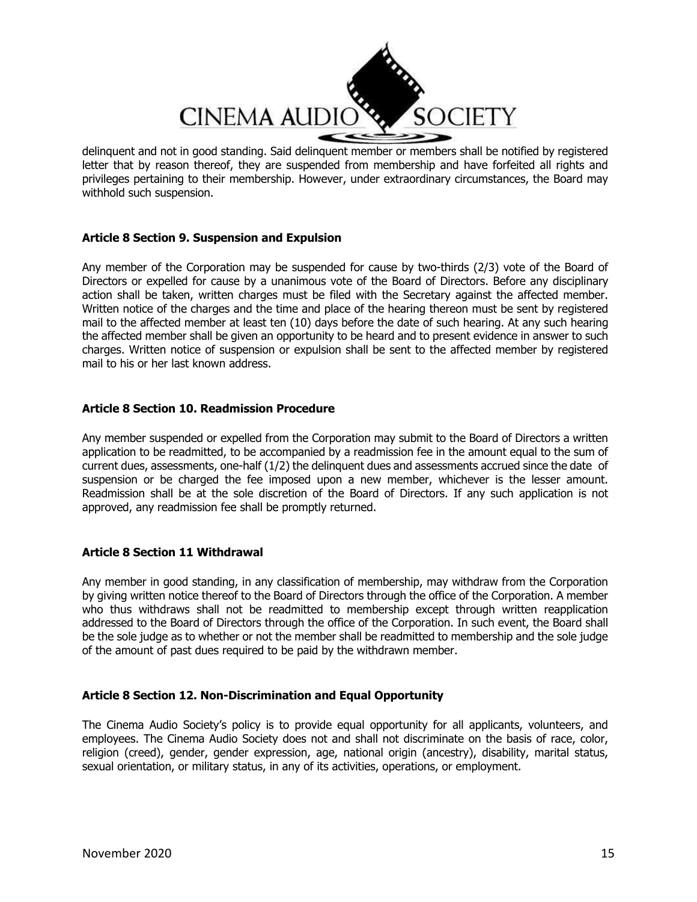delinquent and not in good standing. Said delinquent member or members shall be notified by registered letter that by reason thereof, they are suspended from membership and have forfeited all rights and privileges pertaining to their membership. However, under extraordinary circumstances, the Board may withhold such suspension.

**Article 8 Section 9. Suspension and Expulsion**

Any member of the Corporation may be suspended for cause by two-thirds (2/3) vote of the Board of Directors or expelled for cause by a unanimous vote of the Board of Directors. Before any disciplinary action shall be taken, written charges must be filed with the Secretary against the affected member. Written notice of the charges and the time and place of the hearing thereon must be sent by registered mail to the affected member at least ten (10) days before the date of such hearing. At any such hearing the affected member shall be given an opportunity to be heard and to present evidence in answer to such charges. Written notice of suspension or expulsion shall be sent to the affected member by registered mail to his or her last known address.

**Article 8 Section 10. Readmission Procedure**

Any member suspended or expelled from the Corporation may submit to the Board of Directors a written application to be readmitted, to be accompanied by a readmission fee in the amount equal to the sum of current dues, assessments, one-half (1/2) the delinquent dues and assessments accrued since the date of suspension or be charged the fee imposed upon a new member, whichever is the lesser amount. Readmission shall be at the sole discretion of the Board of Directors. If any such application is not approved, any readmission fee shall be promptly returned.

**Article 8 Section 11 Withdrawal**

Any member in good standing, in any classification of membership, may withdraw from the Corporation by giving written notice thereof to the Board of Directors through the office of the Corporation. A member who thus withdraws shall not be readmitted to membership except through written reapplication addressed to the Board of Directors through the office of the Corporation. In such event, the Board shall be the sole judge as to whether or not the member shall be readmitted to membership and the sole judge of the amount of past dues required to be paid by the withdrawn member.

**Article 8 Section 12. Non-Discrimination and Equal Opportunity**

The Cinema Audio Society's policy is to provide equal opportunity for all applicants, volunteers, and employees. The Cinema Audio Society does not and shall not discriminate on the basis of race, color, religion (creed), gender, gender expression, age, national origin (ancestry), disability, marital status, sexual orientation, or military status, in any of its activities, operations, or employment.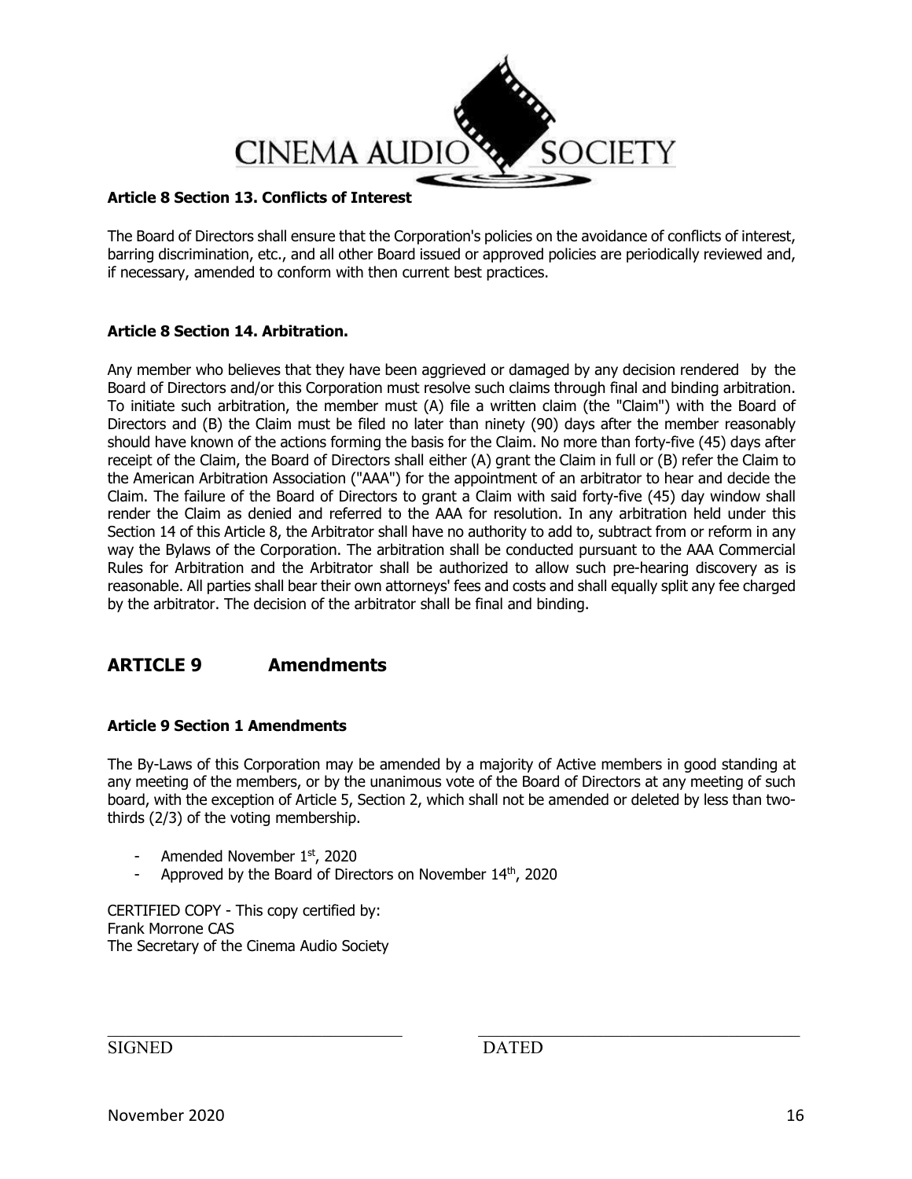**Article 8 Section 13. Conflicts of Interest**

The Board of Directors shall ensure that the Corporation's policies on the avoidance of conflicts of interest, barring discrimination, etc., and all other Board issued or approved policies are periodically reviewed and, if necessary, amended to conform with then current best practices.

**Article 8 Section 14. Arbitration.**

Any member who believes that they have been aggrieved or damaged by any decision rendered by the Board of Directors and/or this Corporation must resolve such claims through final and binding arbitration. To initiate such arbitration, the member must (A) file a written claim (the "Claim") with the Board of Directors and (B) the Claim must be filed no later than ninety (90) days after the member reasonably should have known of the actions forming the basis for the Claim. No more than forty-five (45) days after receipt of the Claim, the Board of Directors shall either (A) grant the Claim in full or (B) refer the Claim to the American Arbitration Association ("AAA") for the appointment of an arbitrator to hear and decide the Claim. The failure of the Board of Directors to grant a Claim with said forty-five (45) day window shall render the Claim as denied and referred to the AAA for resolution. In any arbitration held under this Section 14 of this Article 8, the Arbitrator shall have no authority to add to, subtract from or reform in any way the Bylaws of the Corporation. The arbitration shall be conducted pursuant to the AAA Commercial Rules for Arbitration and the Arbitrator shall be authorized to allow such pre-hearing discovery as is reasonable. All parties shall bear their own attorneys' fees and costs and shall equally split any fee charged by the arbitrator. The decision of the arbitrator shall be final and binding.

## ARTICLE 9 Amendments

**Article 9 Section 1 Amendments**

The By-Laws of this Corporation may be amended by a majority of Active members in good standing at any meeting of the members, or by the unanimous vote of the Board of Directors at any meeting of such board, with the exception of Article 5, Section 2, which shall not be amended or deleted by less than two-thirds (2/3) of the voting membership.

- Amended November 1st, 2020
- Approved by the Board of Directors on November 14th, 2020

CERTIFIED COPY - This copy certified by:
Frank Morrone CAS
The Secretary of the Cinema Audio Society

SIGNED ____________________ DATED ____________________